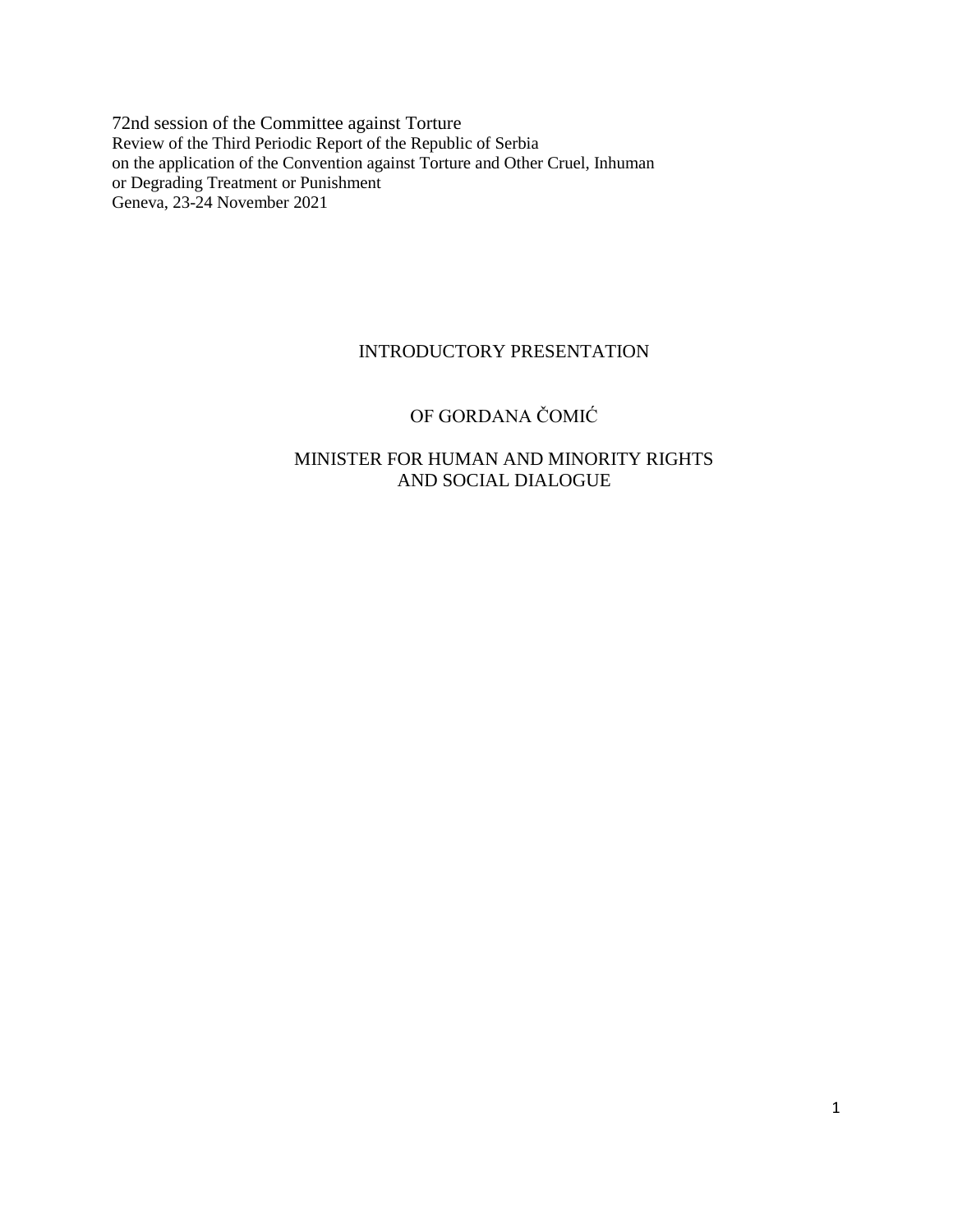72nd session of the Committee against Torture
Review of the Third Periodic Report of the Republic of Serbia
on the application of the Convention against Torture and Other Cruel, Inhuman
or Degrading Treatment or Punishment
Geneva, 23-24 November 2021

# INTRODUCTORY PRESENTATION

## OF GORDANA ČOMIĆ

## MINISTER FOR HUMAN AND MINORITY RIGHTS AND SOCIAL DIALOGUE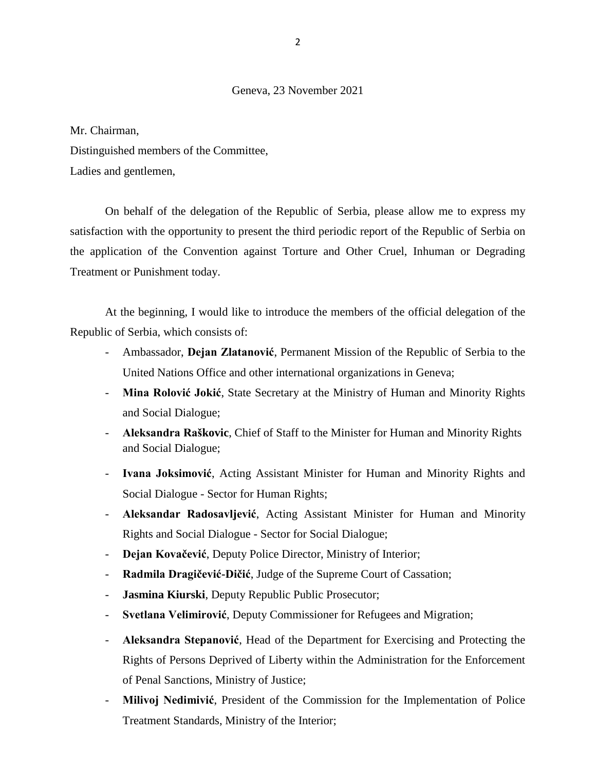Geneva, 23 November 2021

Mr. Chairman,

Distinguished members of the Committee,

Ladies and gentlemen,

On behalf of the delegation of the Republic of Serbia, please allow me to express my satisfaction with the opportunity to present the third periodic report of the Republic of Serbia on the application of the Convention against Torture and Other Cruel, Inhuman or Degrading Treatment or Punishment today.

At the beginning, I would like to introduce the members of the official delegation of the Republic of Serbia, which consists of:

- Ambassador, **Dejan Zlatanović**, Permanent Mission of the Republic of Serbia to the United Nations Office and other international organizations in Geneva;
- **Mina Rolović Jokić**, State Secretary at the Ministry of Human and Minority Rights and Social Dialogue;
- **Aleksandra Raškovic**, Chief of Staff to the Minister for Human and Minority Rights and Social Dialogue;
- **Ivana Joksimović**, Acting Assistant Minister for Human and Minority Rights and Social Dialogue - Sector for Human Rights;
- **Aleksandar Radosavljević**, Acting Assistant Minister for Human and Minority Rights and Social Dialogue - Sector for Social Dialogue;
- **Dejan Kovačević**, Deputy Police Director, Ministry of Interior;
- **Radmila Dragičević-Dičić**, Judge of the Supreme Court of Cassation;
- **Jasmina Kiurski**, Deputy Republic Public Prosecutor;
- **Svetlana Velimirović**, Deputy Commissioner for Refugees and Migration;
- **Aleksandra Stepanović**, Head of the Department for Exercising and Protecting the Rights of Persons Deprived of Liberty within the Administration for the Enforcement of Penal Sanctions, Ministry of Justice;
- **Milivoj Nedimivić**, President of the Commission for the Implementation of Police Treatment Standards, Ministry of the Interior;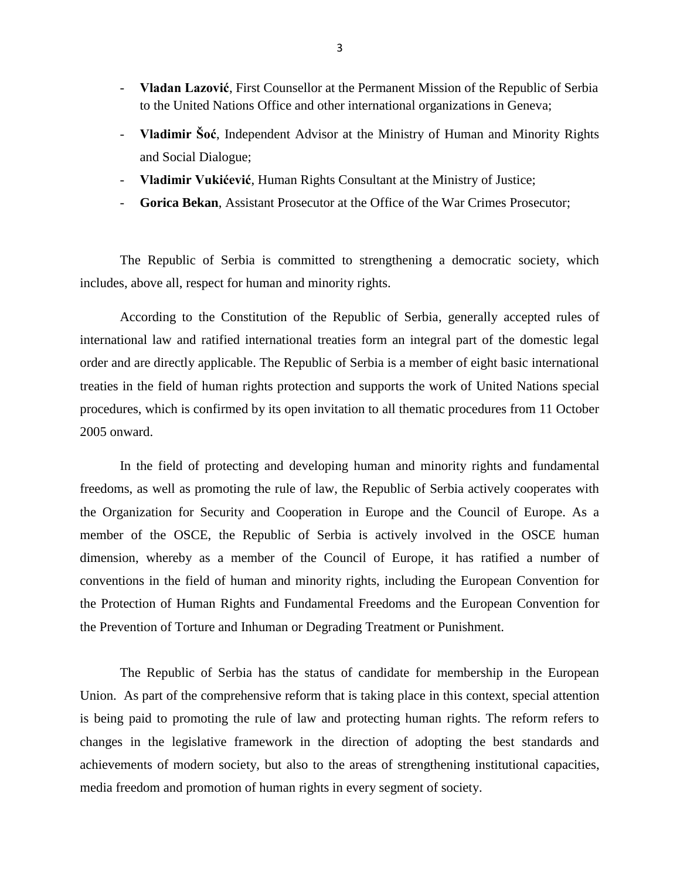- **Vladan Lazović**, First Counsellor at the Permanent Mission of the Republic of Serbia to the United Nations Office and other international organizations in Geneva;
- **Vladimir Šoć**, Independent Advisor at the Ministry of Human and Minority Rights and Social Dialogue;
- **Vladimir Vukićević**, Human Rights Consultant at the Ministry of Justice;
- **Gorica Bekan**, Assistant Prosecutor at the Office of the War Crimes Prosecutor;

The Republic of Serbia is committed to strengthening a democratic society, which includes, above all, respect for human and minority rights.

According to the Constitution of the Republic of Serbia, generally accepted rules of international law and ratified international treaties form an integral part of the domestic legal order and are directly applicable. The Republic of Serbia is a member of eight basic international treaties in the field of human rights protection and supports the work of United Nations special procedures, which is confirmed by its open invitation to all thematic procedures from 11 October 2005 onward.

In the field of protecting and developing human and minority rights and fundamental freedoms, as well as promoting the rule of law, the Republic of Serbia actively cooperates with the Organization for Security and Cooperation in Europe and the Council of Europe. As a member of the OSCE, the Republic of Serbia is actively involved in the OSCE human dimension, whereby as a member of the Council of Europe, it has ratified a number of conventions in the field of human and minority rights, including the European Convention for the Protection of Human Rights and Fundamental Freedoms and the European Convention for the Prevention of Torture and Inhuman or Degrading Treatment or Punishment.

The Republic of Serbia has the status of candidate for membership in the European Union. As part of the comprehensive reform that is taking place in this context, special attention is being paid to promoting the rule of law and protecting human rights. The reform refers to changes in the legislative framework in the direction of adopting the best standards and achievements of modern society, but also to the areas of strengthening institutional capacities, media freedom and promotion of human rights in every segment of society.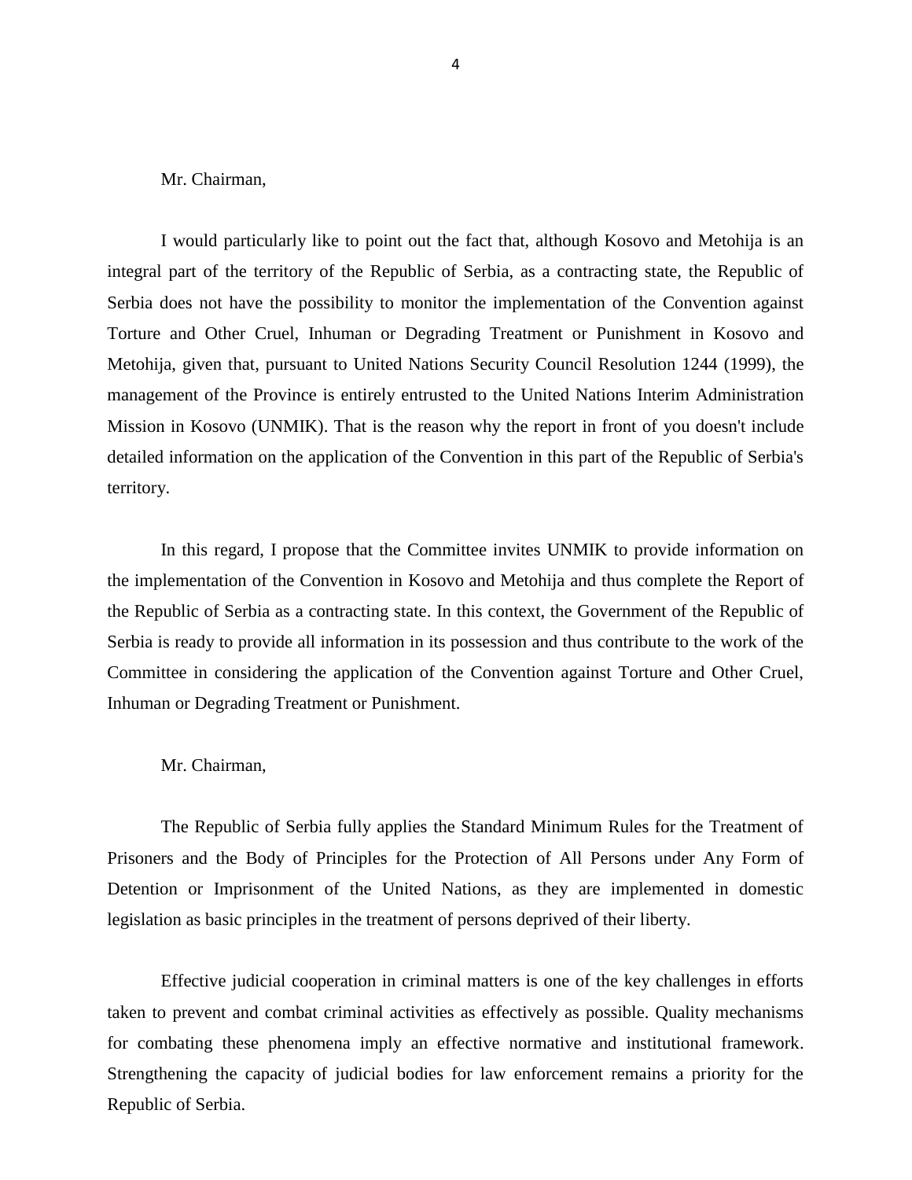Mr. Chairman,

I would particularly like to point out the fact that, although Kosovo and Metohija is an integral part of the territory of the Republic of Serbia, as a contracting state, the Republic of Serbia does not have the possibility to monitor the implementation of the Convention against Torture and Other Cruel, Inhuman or Degrading Treatment or Punishment in Kosovo and Metohija, given that, pursuant to United Nations Security Council Resolution 1244 (1999), the management of the Province is entirely entrusted to the United Nations Interim Administration Mission in Kosovo (UNMIK). That is the reason why the report in front of you doesn't include detailed information on the application of the Convention in this part of the Republic of Serbia's territory.

In this regard, I propose that the Committee invites UNMIK to provide information on the implementation of the Convention in Kosovo and Metohija and thus complete the Report of the Republic of Serbia as a contracting state. In this context, the Government of the Republic of Serbia is ready to provide all information in its possession and thus contribute to the work of the Committee in considering the application of the Convention against Torture and Other Cruel, Inhuman or Degrading Treatment or Punishment.

Mr. Chairman,

The Republic of Serbia fully applies the Standard Minimum Rules for the Treatment of Prisoners and the Body of Principles for the Protection of All Persons under Any Form of Detention or Imprisonment of the United Nations, as they are implemented in domestic legislation as basic principles in the treatment of persons deprived of their liberty.

Effective judicial cooperation in criminal matters is one of the key challenges in efforts taken to prevent and combat criminal activities as effectively as possible. Quality mechanisms for combating these phenomena imply an effective normative and institutional framework. Strengthening the capacity of judicial bodies for law enforcement remains a priority for the Republic of Serbia.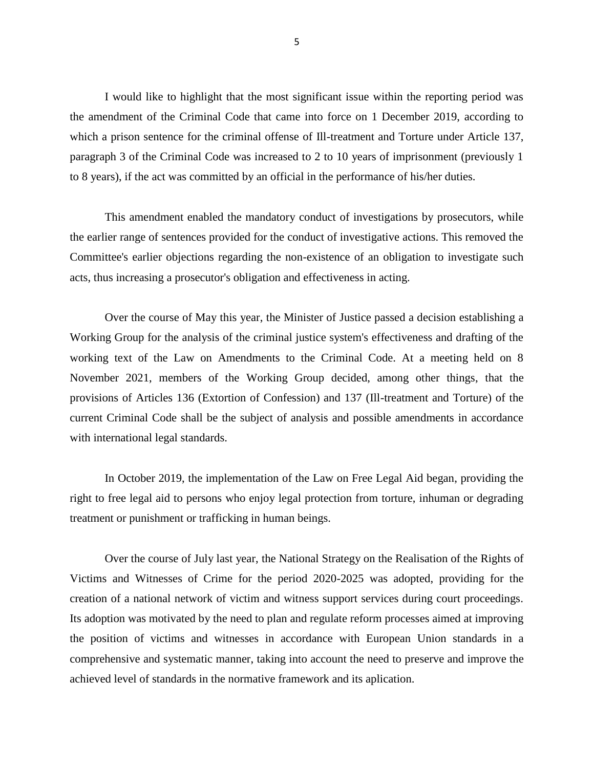I would like to highlight that the most significant issue within the reporting period was the amendment of the Criminal Code that came into force on 1 December 2019, according to which a prison sentence for the criminal offense of Ill-treatment and Torture under Article 137, paragraph 3 of the Criminal Code was increased to 2 to 10 years of imprisonment (previously 1 to 8 years), if the act was committed by an official in the performance of his/her duties.

This amendment enabled the mandatory conduct of investigations by prosecutors, while the earlier range of sentences provided for the conduct of investigative actions. This removed the Committee's earlier objections regarding the non-existence of an obligation to investigate such acts, thus increasing a prosecutor's obligation and effectiveness in acting.

Over the course of May this year, the Minister of Justice passed a decision establishing a Working Group for the analysis of the criminal justice system's effectiveness and drafting of the working text of the Law on Amendments to the Criminal Code. At a meeting held on 8 November 2021, members of the Working Group decided, among other things, that the provisions of Articles 136 (Extortion of Confession) and 137 (Ill-treatment and Torture) of the current Criminal Code shall be the subject of analysis and possible amendments in accordance with international legal standards.

In October 2019, the implementation of the Law on Free Legal Aid began, providing the right to free legal aid to persons who enjoy legal protection from torture, inhuman or degrading treatment or punishment or trafficking in human beings.

Over the course of July last year, the National Strategy on the Realisation of the Rights of Victims and Witnesses of Crime for the period 2020-2025 was adopted, providing for the creation of a national network of victim and witness support services during court proceedings. Its adoption was motivated by the need to plan and regulate reform processes aimed at improving the position of victims and witnesses in accordance with European Union standards in a comprehensive and systematic manner, taking into account the need to preserve and improve the achieved level of standards in the normative framework and its aplication.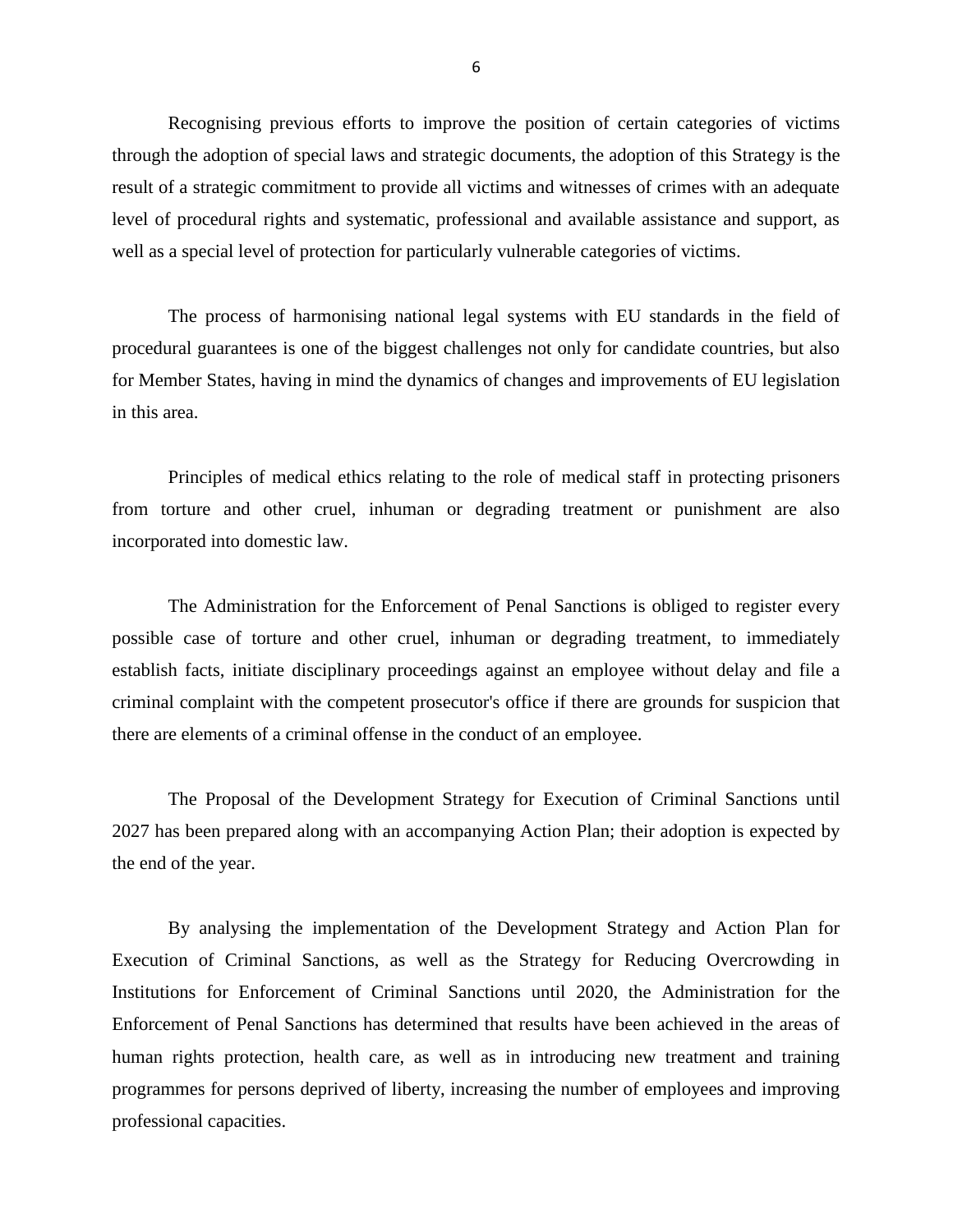Recognising previous efforts to improve the position of certain categories of victims through the adoption of special laws and strategic documents, the adoption of this Strategy is the result of a strategic commitment to provide all victims and witnesses of crimes with an adequate level of procedural rights and systematic, professional and available assistance and support, as well as a special level of protection for particularly vulnerable categories of victims.

The process of harmonising national legal systems with EU standards in the field of procedural guarantees is one of the biggest challenges not only for candidate countries, but also for Member States, having in mind the dynamics of changes and improvements of EU legislation in this area.

Principles of medical ethics relating to the role of medical staff in protecting prisoners from torture and other cruel, inhuman or degrading treatment or punishment are also incorporated into domestic law.

The Administration for the Enforcement of Penal Sanctions is obliged to register every possible case of torture and other cruel, inhuman or degrading treatment, to immediately establish facts, initiate disciplinary proceedings against an employee without delay and file a criminal complaint with the competent prosecutor's office if there are grounds for suspicion that there are elements of a criminal offense in the conduct of an employee.

The Proposal of the Development Strategy for Execution of Criminal Sanctions until 2027 has been prepared along with an accompanying Action Plan; their adoption is expected by the end of the year.

By analysing the implementation of the Development Strategy and Action Plan for Execution of Criminal Sanctions, as well as the Strategy for Reducing Overcrowding in Institutions for Enforcement of Criminal Sanctions until 2020, the Administration for the Enforcement of Penal Sanctions has determined that results have been achieved in the areas of human rights protection, health care, as well as in introducing new treatment and training programmes for persons deprived of liberty, increasing the number of employees and improving professional capacities.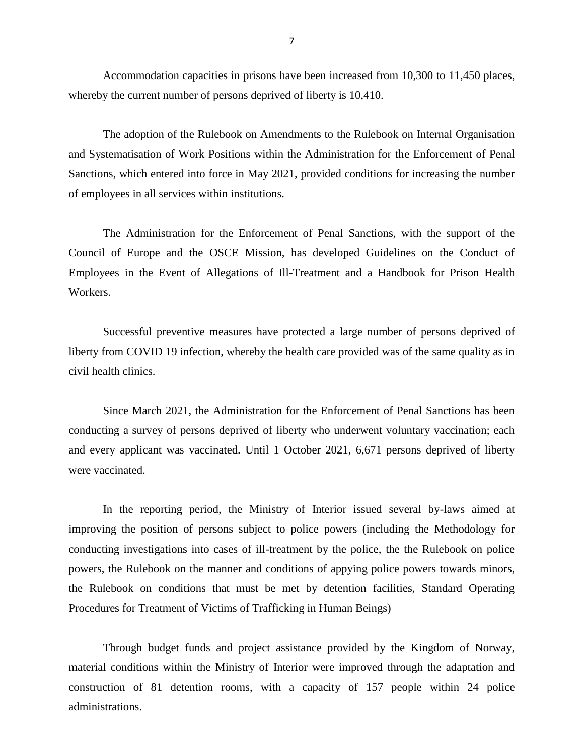Accommodation capacities in prisons have been increased from 10,300 to 11,450 places, whereby the current number of persons deprived of liberty is 10,410.

The adoption of the Rulebook on Amendments to the Rulebook on Internal Organisation and Systematisation of Work Positions within the Administration for the Enforcement of Penal Sanctions, which entered into force in May 2021, provided conditions for increasing the number of employees in all services within institutions.

The Administration for the Enforcement of Penal Sanctions, with the support of the Council of Europe and the OSCE Mission, has developed Guidelines on the Conduct of Employees in the Event of Allegations of Ill-Treatment and a Handbook for Prison Health Workers.

Successful preventive measures have protected a large number of persons deprived of liberty from COVID 19 infection, whereby the health care provided was of the same quality as in civil health clinics.

Since March 2021, the Administration for the Enforcement of Penal Sanctions has been conducting a survey of persons deprived of liberty who underwent voluntary vaccination; each and every applicant was vaccinated. Until 1 October 2021, 6,671 persons deprived of liberty were vaccinated.

In the reporting period, the Ministry of Interior issued several by-laws aimed at improving the position of persons subject to police powers (including the Methodology for conducting investigations into cases of ill-treatment by the police, the the Rulebook on police powers, the Rulebook on the manner and conditions of appying police powers towards minors, the Rulebook on conditions that must be met by detention facilities, Standard Operating Procedures for Treatment of Victims of Trafficking in Human Beings)

Through budget funds and project assistance provided by the Kingdom of Norway, material conditions within the Ministry of Interior were improved through the adaptation and construction of 81 detention rooms, with a capacity of 157 people within 24 police administrations.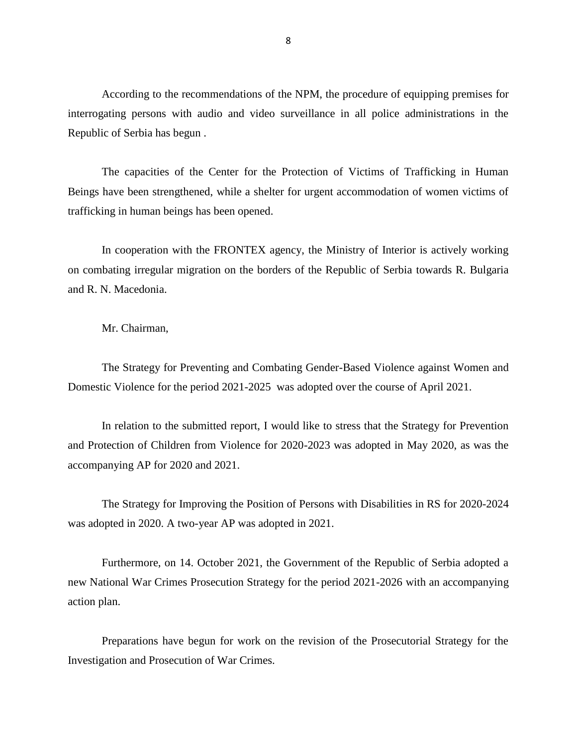According to the recommendations of the NPM, the procedure of equipping premises for interrogating persons with audio and video surveillance in all police administrations in the Republic of Serbia has begun .

The capacities of the Center for the Protection of Victims of Trafficking in Human Beings have been strengthened, while a shelter for urgent accommodation of women victims of trafficking in human beings has been opened.

In cooperation with the FRONTEX agency, the Ministry of Interior is actively working on combating irregular migration on the borders of the Republic of Serbia towards R. Bulgaria and R. N. Macedonia.

Mr. Chairman,

The Strategy for Preventing and Combating Gender-Based Violence against Women and Domestic Violence for the period 2021-2025 was adopted over the course of April 2021.

In relation to the submitted report, I would like to stress that the Strategy for Prevention and Protection of Children from Violence for 2020-2023 was adopted in May 2020, as was the accompanying AP for 2020 and 2021.

The Strategy for Improving the Position of Persons with Disabilities in RS for 2020-2024 was adopted in 2020. A two-year AP was adopted in 2021.

Furthermore, on 14. October 2021, the Government of the Republic of Serbia adopted a new National War Crimes Prosecution Strategy for the period 2021-2026 with an accompanying action plan.

Preparations have begun for work on the revision of the Prosecutorial Strategy for the Investigation and Prosecution of War Crimes.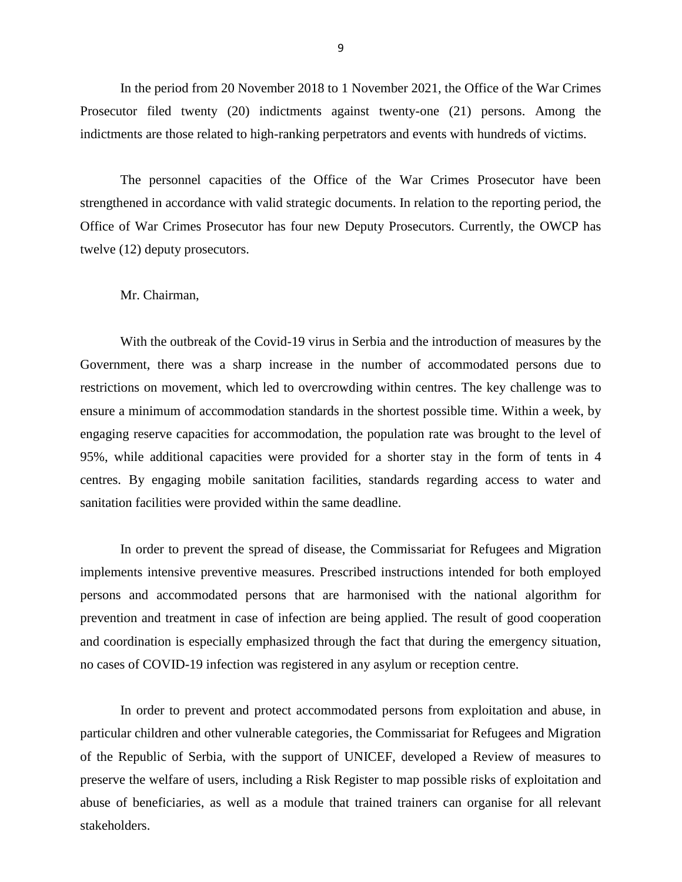In the period from 20 November 2018 to 1 November 2021, the Office of the War Crimes Prosecutor filed twenty (20) indictments against twenty-one (21) persons. Among the indictments are those related to high-ranking perpetrators and events with hundreds of victims.

The personnel capacities of the Office of the War Crimes Prosecutor have been strengthened in accordance with valid strategic documents. In relation to the reporting period, the Office of War Crimes Prosecutor has four new Deputy Prosecutors. Currently, the OWCP has twelve (12) deputy prosecutors.

Mr. Chairman,

With the outbreak of the Covid-19 virus in Serbia and the introduction of measures by the Government, there was a sharp increase in the number of accommodated persons due to restrictions on movement, which led to overcrowding within centres. The key challenge was to ensure a minimum of accommodation standards in the shortest possible time. Within a week, by engaging reserve capacities for accommodation, the population rate was brought to the level of 95%, while additional capacities were provided for a shorter stay in the form of tents in 4 centres. By engaging mobile sanitation facilities, standards regarding access to water and sanitation facilities were provided within the same deadline.

In order to prevent the spread of disease, the Commissariat for Refugees and Migration implements intensive preventive measures. Prescribed instructions intended for both employed persons and accommodated persons that are harmonised with the national algorithm for prevention and treatment in case of infection are being applied. The result of good cooperation and coordination is especially emphasized through the fact that during the emergency situation, no cases of COVID-19 infection was registered in any asylum or reception centre.

In order to prevent and protect accommodated persons from exploitation and abuse, in particular children and other vulnerable categories, the Commissariat for Refugees and Migration of the Republic of Serbia, with the support of UNICEF, developed a Review of measures to preserve the welfare of users, including a Risk Register to map possible risks of exploitation and abuse of beneficiaries, as well as a module that trained trainers can organise for all relevant stakeholders.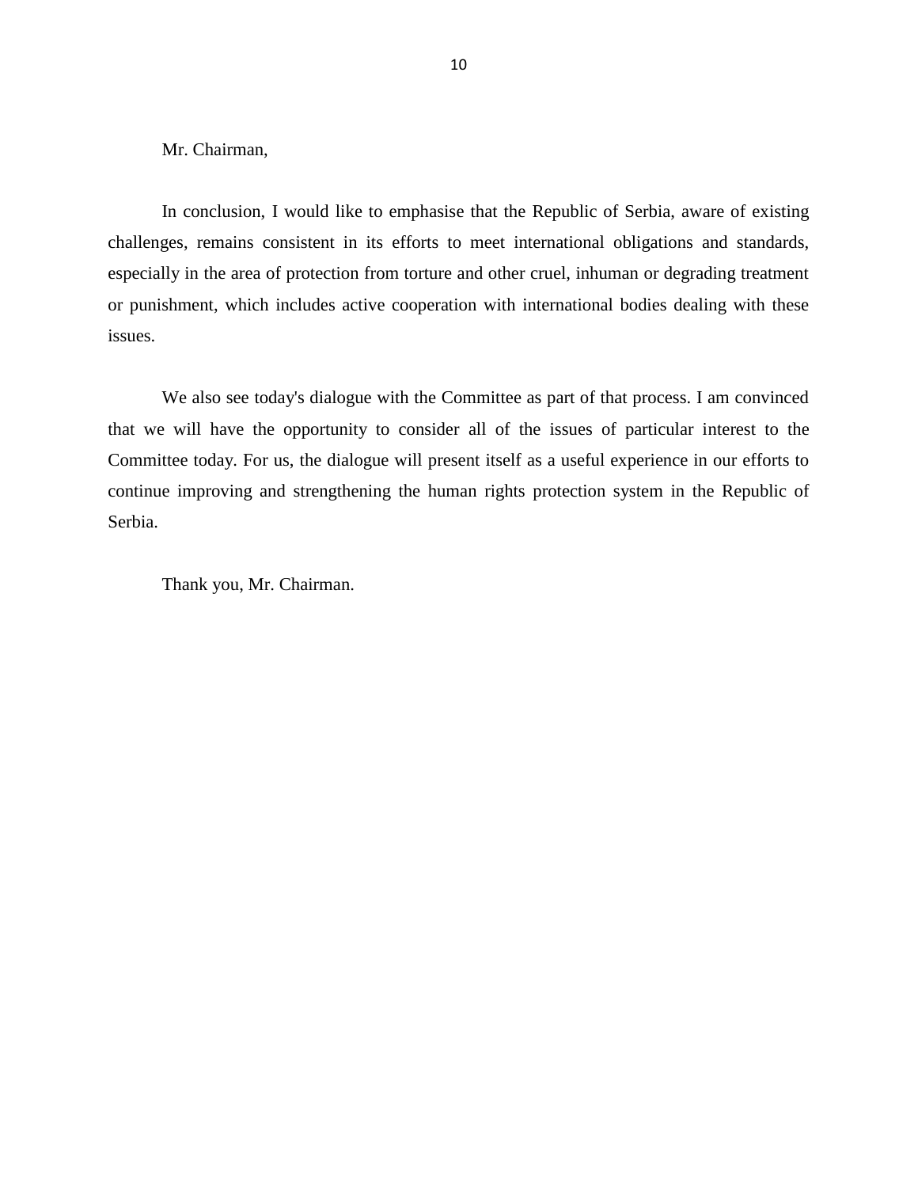Mr. Chairman,

In conclusion, I would like to emphasise that the Republic of Serbia, aware of existing challenges, remains consistent in its efforts to meet international obligations and standards, especially in the area of protection from torture and other cruel, inhuman or degrading treatment or punishment, which includes active cooperation with international bodies dealing with these issues.

We also see today's dialogue with the Committee as part of that process. I am convinced that we will have the opportunity to consider all of the issues of particular interest to the Committee today. For us, the dialogue will present itself as a useful experience in our efforts to continue improving and strengthening the human rights protection system in the Republic of Serbia.

Thank you, Mr. Chairman.